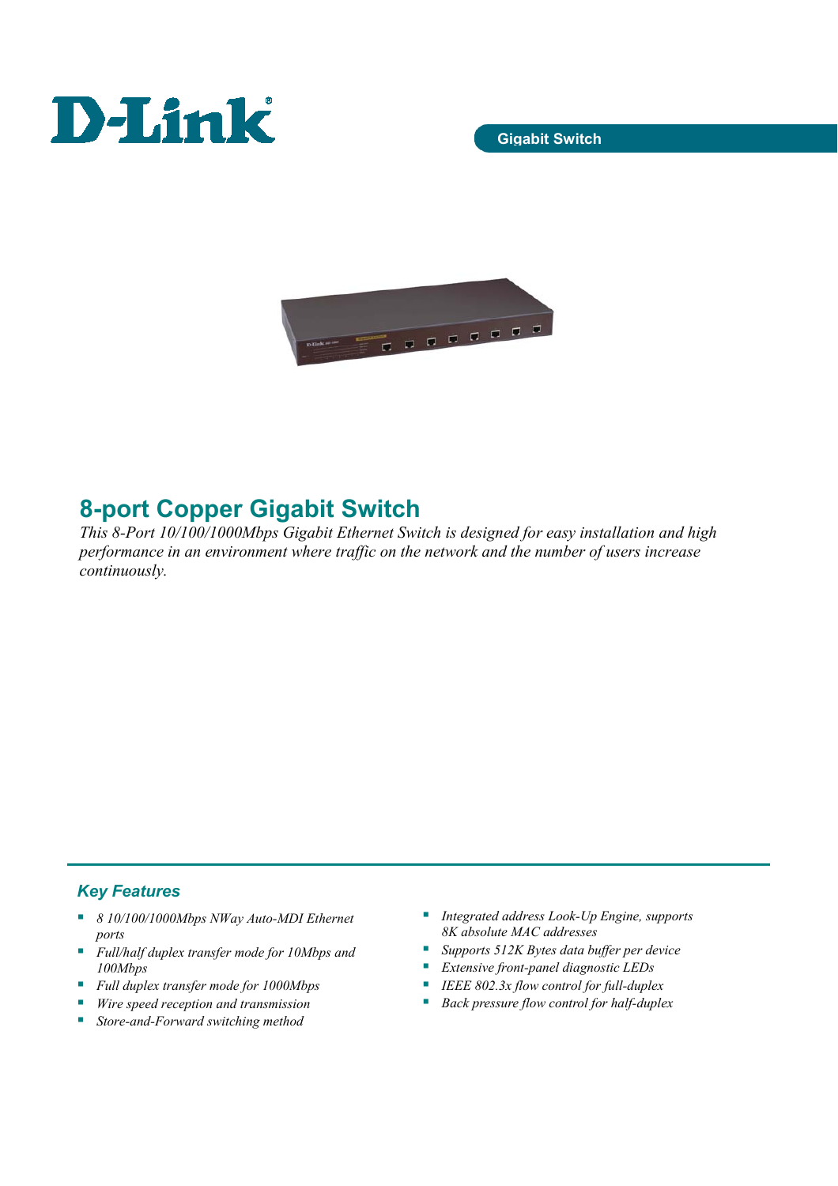D-Link

Gigabit Switch

# 8-port Copper Gigabit Switch

*This 8-Port 10/100/1000Mbps Gigabit Ethernet Switch is designed for easy installation and high performance in an environment where traffic on the network and the number of users increase continuously.*

## Key Features

- *8 10/100/1000Mbps NWay Auto-MDI Ethernet ports*
- *Full/half duplex transfer mode for 10Mbps and 100Mbps*
- *Full duplex transfer mode for 1000Mbps*
- *Wire speed reception and transmission*
- *Store-and-Forward switching method*
- *Integrated address Look-Up Engine, supports 8K absolute MAC addresses*
- *Supports 512K Bytes data buffer per device*
- *Extensive front-panel diagnostic LEDs*
- *IEEE 802.3x flow control for full-duplex*
- *Back pressure flow control for half-duplex*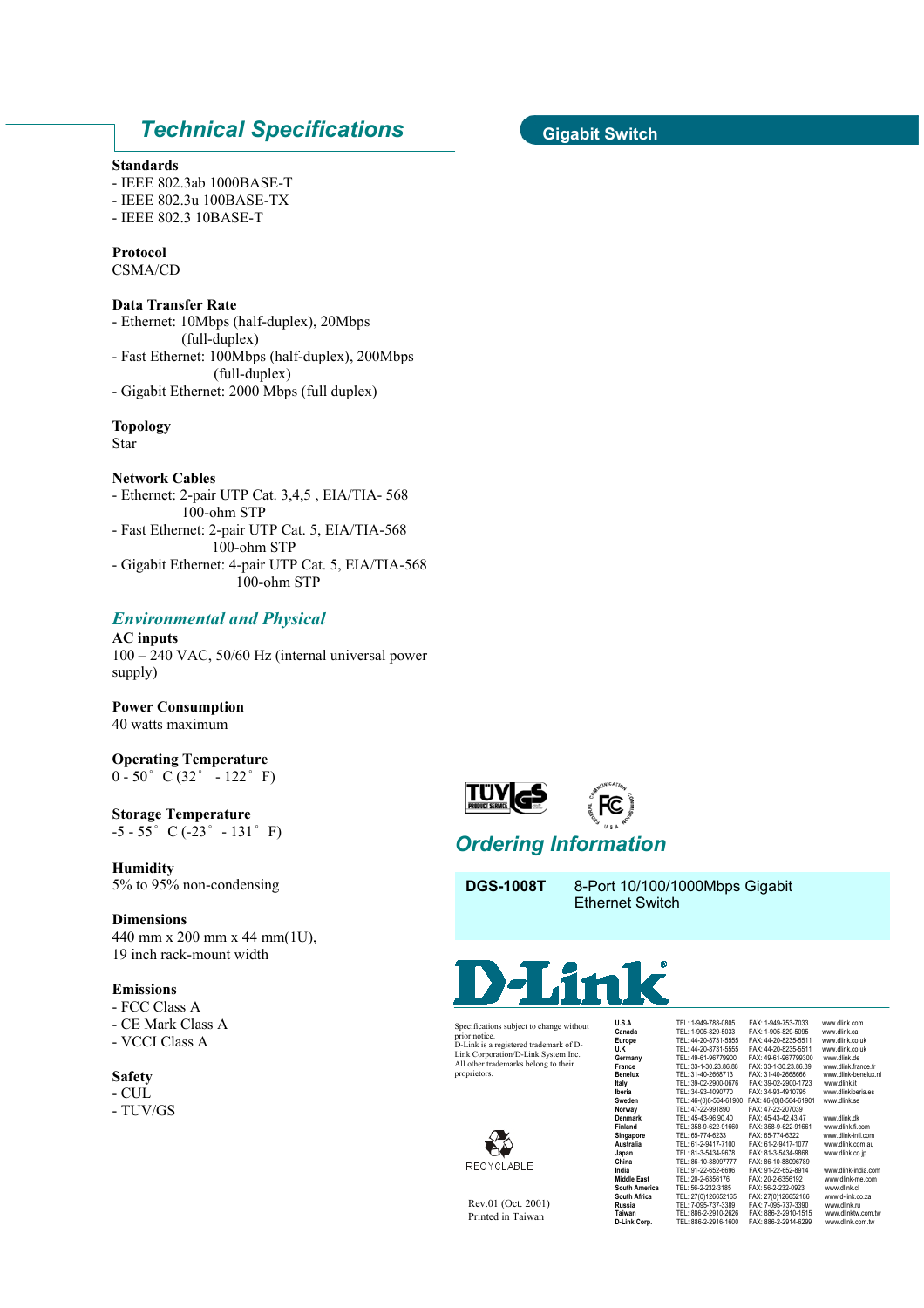## Technical Specifications

**Gigabit Switch**

**Standards**
- IEEE 802.3ab 1000BASE-T
- IEEE 802.3u 100BASE-TX
- IEEE 802.3 10BASE-T

**Protocol**
CSMA/CD

**Data Transfer Rate**
- Ethernet: 10Mbps (half-duplex), 20Mbps (full-duplex)
- Fast Ethernet: 100Mbps (half-duplex), 200Mbps (full-duplex)
- Gigabit Ethernet: 2000 Mbps (full duplex)

**Topology**
Star

**Network Cables**
- Ethernet: 2-pair UTP Cat. 3,4,5 , EIA/TIA- 568 100-ohm STP
- Fast Ethernet: 2-pair UTP Cat. 5, EIA/TIA-568 100-ohm STP
- Gigabit Ethernet: 4-pair UTP Cat. 5, EIA/TIA-568 100-ohm STP

### *Environmental and Physical*

**AC inputs**
100 – 240 VAC, 50/60 Hz (internal universal power supply)

**Power Consumption**
40 watts maximum

**Operating Temperature**
0 - 50° C (32° - 122° F)

**Storage Temperature**
-5 - 55° C (-23° - 131° F)

**Humidity**
5% to 95% non-condensing

**Dimensions**
440 mm x 200 mm x 44 mm(1U), 19 inch rack-mount width

**Emissions**
- FCC Class A
- CE Mark Class A
- VCCI Class A

**Safety**
- CUL
- TUV/GS

## Ordering Information

| | |
|---|---|
| **DGS-1008T** | 8-Port 10/100/1000Mbps Gigabit Ethernet Switch |

D-Link

Specifications subject to change without prior notice.
D-Link is a registered trademark of D-Link Corporation/D-Link System Inc.
All other trademarks belong to their proprietors.

RECYCLABLE

Rev.01 (Oct. 2001)
Printed in Taiwan

| | | | |
|---|---|---|---|
| U.S.A | TEL: 1-949-788-0805 | FAX: 1-949-753-7033 | www.dlink.com |
| Canada | TEL: 1-905-829-5033 | FAX: 1-905-829-5095 | www.dlink.ca |
| Europe | TEL: 44-20-8731-5555 | FAX: 44-20-8235-5511 | www.dlink.co.uk |
| U.K | TEL: 44-20-8731-5555 | FAX: 44-20-8235-5511 | www.dlink.co.uk |
| Germany | TEL: 49-61-96779900 | FAX: 49-61-967799300 | www.dlink.de |
| France | TEL: 33-1-30.23.86.88 | FAX: 33-1-30.23.86.89 | www.dlink.france.fr |
| Benelux | TEL: 31-40-2668713 | FAX: 31-40-2668666 | www.dlink-benelux.nl |
| Italy | TEL: 39-02-2900-0676 | FAX: 39-02-2900-1723 | www.dlink.it |
| Iberia | TEL: 34-93-4090770 | FAX: 34-93-4910795 | www.dlinkiberia.es |
| Sweden | TEL: 46-(0)8-564-61900 | FAX: 46-(0)8-564-61901 | www.dlink.se |
| Norway | TEL: 47-22-991890 | FAX: 47-22-207039 | |
| Denmark | TEL: 45-43-96.90.40 | FAX: 45-43-42.43.47 | www.dlink.dk |
| Finland | TEL: 358-9-622-91660 | FAX: 358-9-622-91661 | www.dlink.fi.com |
| Singapore | TEL: 65-774-6233 | FAX: 65-774-6322 | www.dlink-intl.com |
| Australia | TEL: 61-2-9417-7100 | FAX: 61-2-9417-1077 | www.dlink.com.au |
| Japan | TEL: 81-3-5434-9678 | FAX: 81-3-5434-9868 | www.dlink.co.jp |
| China | TEL: 86-10-88097777 | FAX: 86-10-88096789 | |
| India | TEL: 91-22-652-6696 | FAX: 91-22-652-8914 | www.dlink-india.com |
| Middle East | TEL: 20-2-6356176 | FAX: 20-2-6356192 | www.dlink-me.com |
| South America | TEL: 56-2-232-3185 | FAX: 56-2-232-0923 | www.dlink.cl |
| South Africa | TEL: 27(0)126652165 | FAX: 27(0)126652186 | www.d-link.co.za |
| Russia | TEL: 7-095-737-3389 | FAX: 7-095-737-3390 | www.dlink.ru |
| Taiwan | TEL: 886-2-2910-2626 | FAX: 886-2-2910-1515 | www.dlinktw.com.tw |
| D-Link Corp. | TEL: 886-2-2916-1600 | FAX: 886-2-2914-6299 | www.dlink.com.tw |